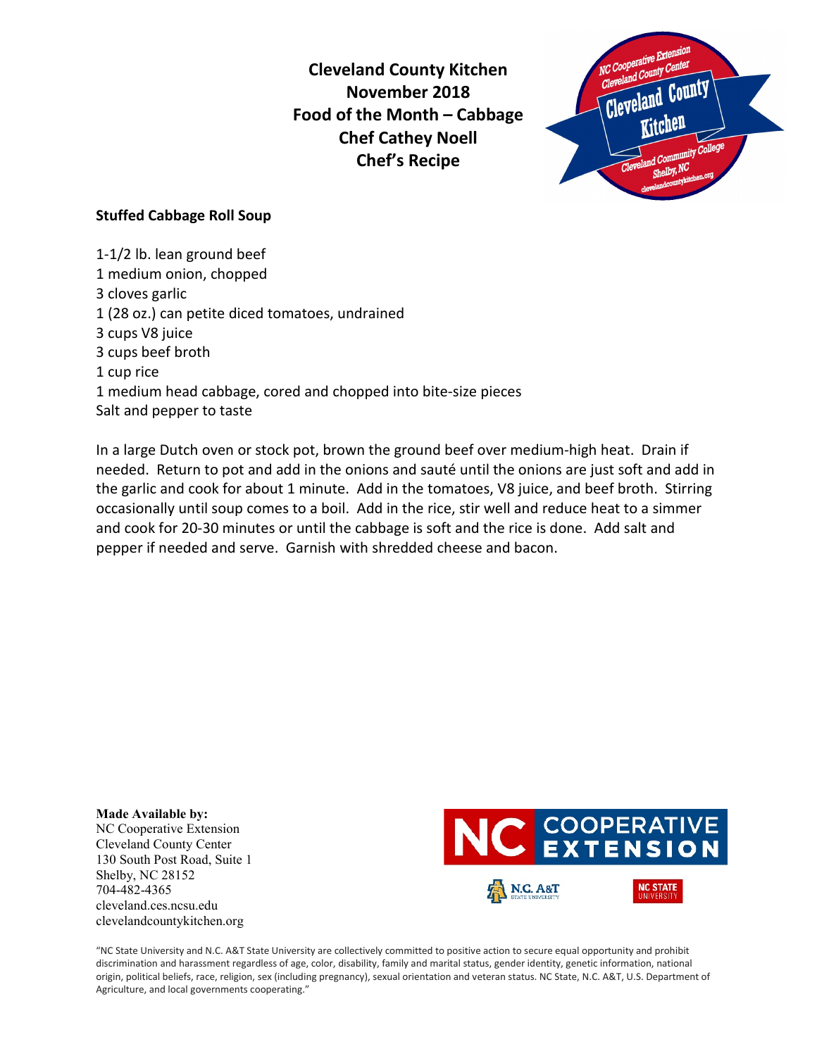**Cleveland County Kitchen**
**November 2018**
**Food of the Month – Cabbage**
**Chef Cathey Noell**
**Chef's Recipe**

## Stuffed Cabbage Roll Soup

1-1/2 lb. lean ground beef
1 medium onion, chopped
3 cloves garlic
1 (28 oz.) can petite diced tomatoes, undrained
3 cups V8 juice
3 cups beef broth
1 cup rice
1 medium head cabbage, cored and chopped into bite-size pieces
Salt and pepper to taste

In a large Dutch oven or stock pot, brown the ground beef over medium-high heat. Drain if needed. Return to pot and add in the onions and sauté until the onions are just soft and add in the garlic and cook for about 1 minute. Add in the tomatoes, V8 juice, and beef broth. Stirring occasionally until soup comes to a boil. Add in the rice, stir well and reduce heat to a simmer and cook for 20-30 minutes or until the cabbage is soft and the rice is done. Add salt and pepper if needed and serve. Garnish with shredded cheese and bacon.

**Made Available by:**
NC Cooperative Extension
Cleveland County Center
130 South Post Road, Suite 1
Shelby, NC 28152
704-482-4365
cleveland.ces.ncsu.edu
clevelandcountykitchen.org

"NC State University and N.C. A&T State University are collectively committed to positive action to secure equal opportunity and prohibit discrimination and harassment regardless of age, color, disability, family and marital status, gender identity, genetic information, national origin, political beliefs, race, religion, sex (including pregnancy), sexual orientation and veteran status. NC State, N.C. A&T, U.S. Department of Agriculture, and local governments cooperating."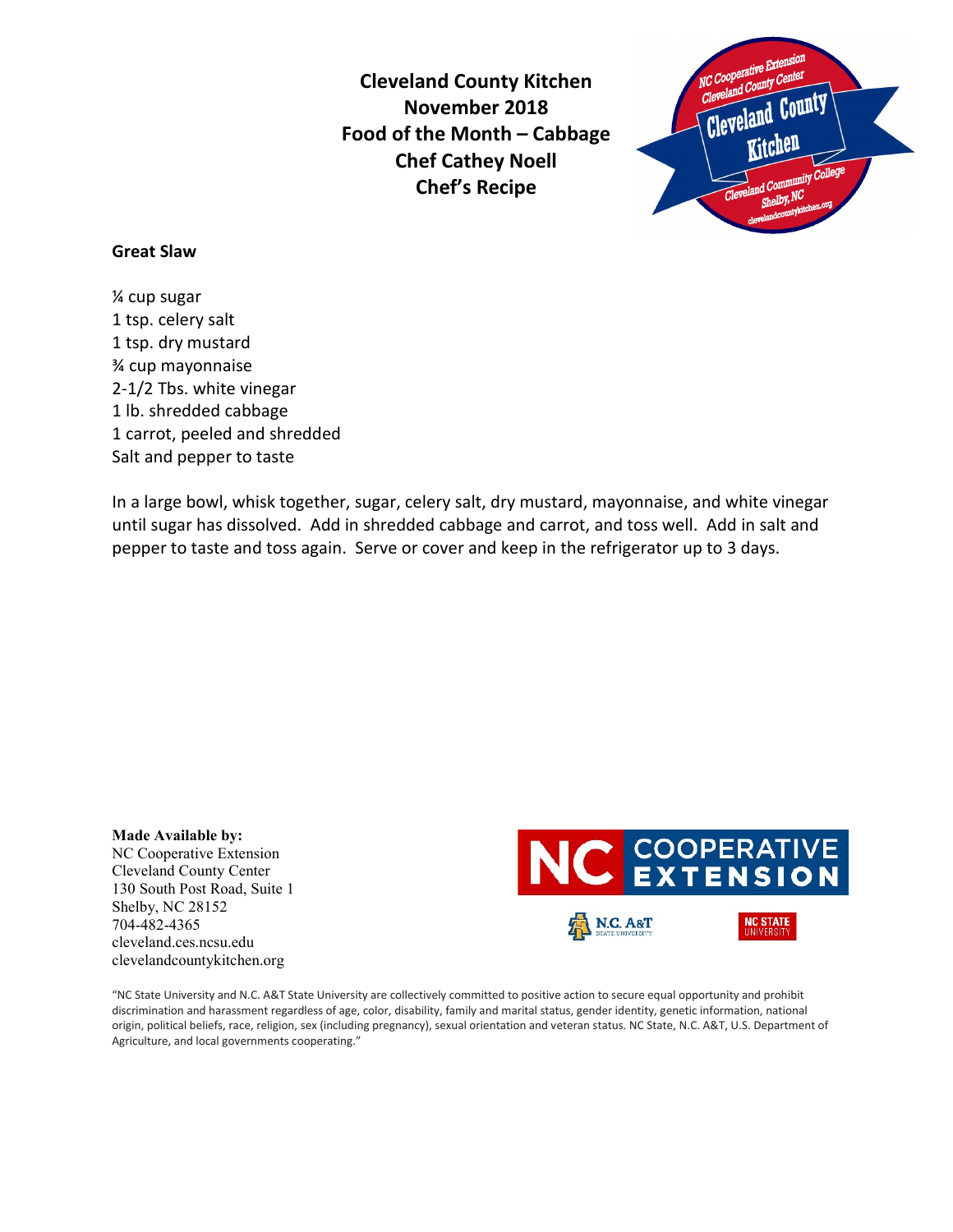**Cleveland County Kitchen**
**November 2018**
**Food of the Month – Cabbage**
**Chef Cathey Noell**
**Chef's Recipe**

**Great Slaw**

¼ cup sugar
1 tsp. celery salt
1 tsp. dry mustard
¾ cup mayonnaise
2-1/2 Tbs. white vinegar
1 lb. shredded cabbage
1 carrot, peeled and shredded
Salt and pepper to taste

In a large bowl, whisk together, sugar, celery salt, dry mustard, mayonnaise, and white vinegar until sugar has dissolved. Add in shredded cabbage and carrot, and toss well. Add in salt and pepper to taste and toss again. Serve or cover and keep in the refrigerator up to 3 days.

**Made Available by:**
NC Cooperative Extension
Cleveland County Center
130 South Post Road, Suite 1
Shelby, NC 28152
704-482-4365
cleveland.ces.ncsu.edu
clevelandcountykitchen.org

"NC State University and N.C. A&T State University are collectively committed to positive action to secure equal opportunity and prohibit discrimination and harassment regardless of age, color, disability, family and marital status, gender identity, genetic information, national origin, political beliefs, race, religion, sex (including pregnancy), sexual orientation and veteran status. NC State, N.C. A&T, U.S. Department of Agriculture, and local governments cooperating."